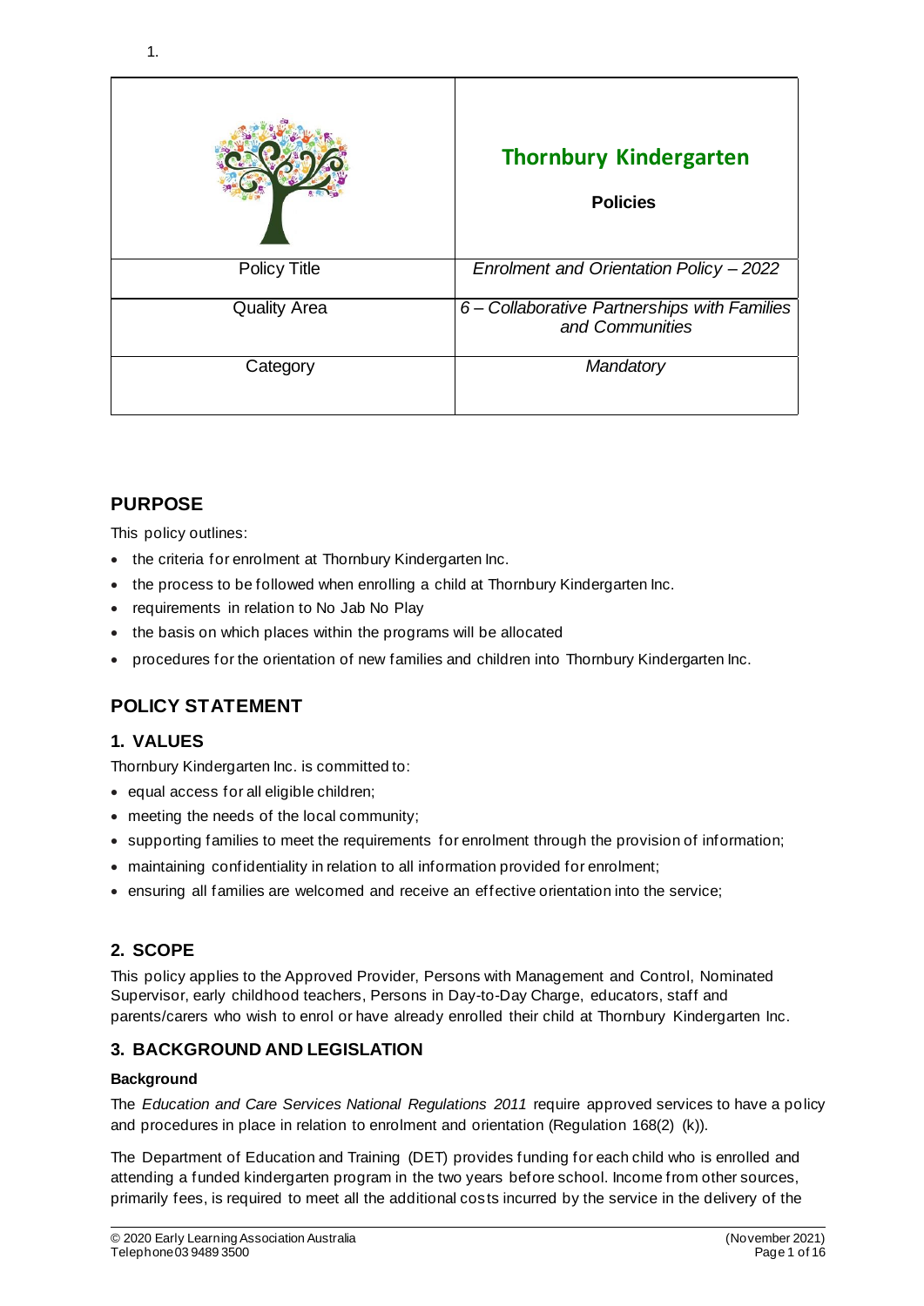1.

| | Thornbury Kindergarten<br><br>**Policies** |
|---|---|
| Policy Title | *Enrolment and Orientation Policy – 2022* |
| Quality Area | *6 – Collaborative Partnerships with Families and Communities* |
| Category | *Mandatory* |

## PURPOSE

This policy outlines:

- the criteria for enrolment at Thornbury Kindergarten Inc.
- the process to be followed when enrolling a child at Thornbury Kindergarten Inc.
- requirements in relation to No Jab No Play
- the basis on which places within the programs will be allocated
- procedures for the orientation of new families and children into Thornbury Kindergarten Inc.

## POLICY STATEMENT

### 1. VALUES

Thornbury Kindergarten Inc. is committed to:

- equal access for all eligible children;
- meeting the needs of the local community;
- supporting families to meet the requirements for enrolment through the provision of information;
- maintaining confidentiality in relation to all information provided for enrolment;
- ensuring all families are welcomed and receive an effective orientation into the service;

### 2. SCOPE

This policy applies to the Approved Provider, Persons with Management and Control, Nominated Supervisor, early childhood teachers, Persons in Day-to-Day Charge, educators, staff and parents/carers who wish to enrol or have already enrolled their child at Thornbury Kindergarten Inc.

### 3. BACKGROUND AND LEGISLATION

**Background**

The *Education and Care Services National Regulations 2011* require approved services to have a policy and procedures in place in relation to enrolment and orientation (Regulation 168(2) (k)).

The Department of Education and Training (DET) provides funding for each child who is enrolled and attending a funded kindergarten program in the two years before school. Income from other sources, primarily fees, is required to meet all the additional costs incurred by the service in the delivery of the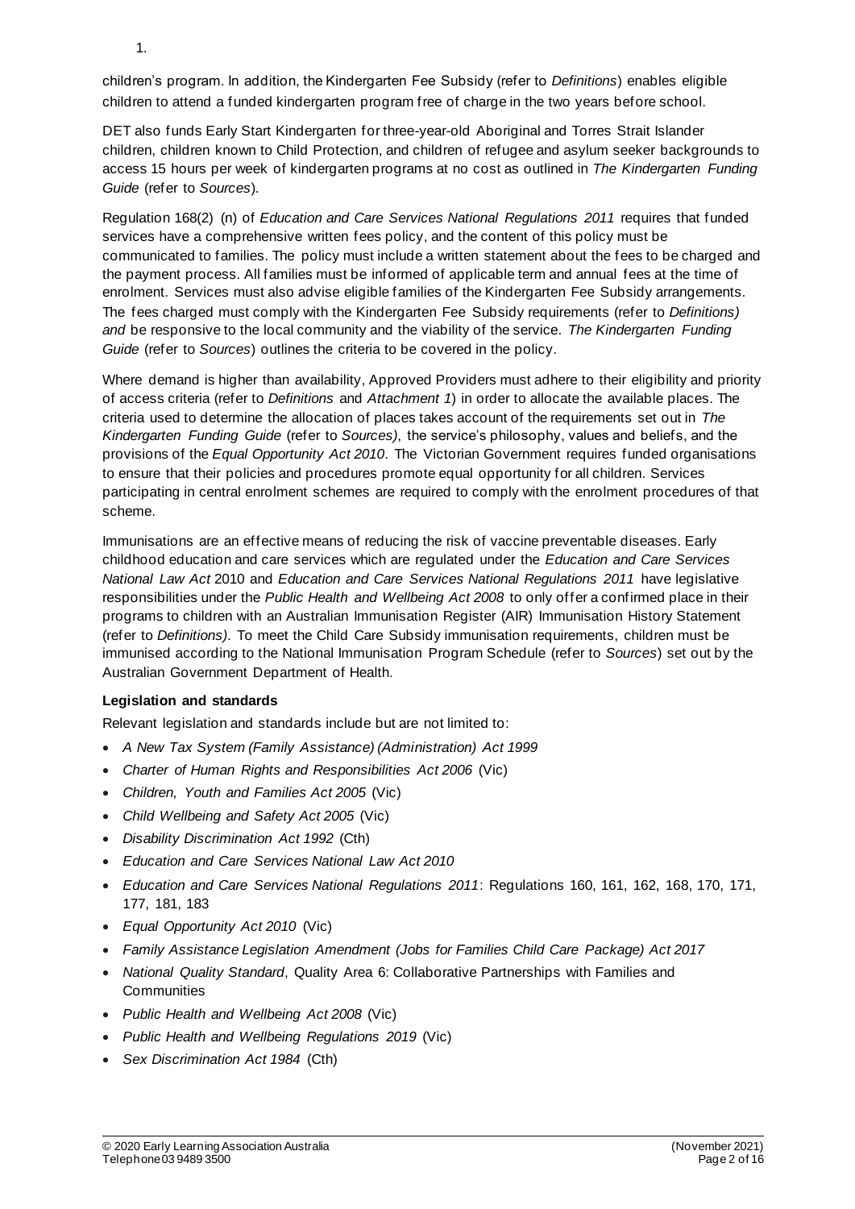1.

children's program. In addition, the Kindergarten Fee Subsidy (refer to *Definitions*) enables eligible children to attend a funded kindergarten program free of charge in the two years before school.

DET also funds Early Start Kindergarten for three-year-old Aboriginal and Torres Strait Islander children, children known to Child Protection, and children of refugee and asylum seeker backgrounds to access 15 hours per week of kindergarten programs at no cost as outlined in *The Kindergarten Funding Guide* (refer to *Sources*).

Regulation 168(2) (n) of *Education and Care Services National Regulations 2011* requires that funded services have a comprehensive written fees policy, and the content of this policy must be communicated to families. The policy must include a written statement about the fees to be charged and the payment process. All families must be informed of applicable term and annual fees at the time of enrolment. Services must also advise eligible families of the Kindergarten Fee Subsidy arrangements. The fees charged must comply with the Kindergarten Fee Subsidy requirements (refer to *Definitions) and* be responsive to the local community and the viability of the service. *The Kindergarten Funding Guide* (refer to *Sources*) outlines the criteria to be covered in the policy.

Where demand is higher than availability, Approved Providers must adhere to their eligibility and priority of access criteria (refer to *Definitions* and *Attachment 1*) in order to allocate the available places. The criteria used to determine the allocation of places takes account of the requirements set out in *The Kindergarten Funding Guide* (refer to *Sources)*, the service's philosophy, values and beliefs, and the provisions of the *Equal Opportunity Act 2010*. The Victorian Government requires funded organisations to ensure that their policies and procedures promote equal opportunity for all children. Services participating in central enrolment schemes are required to comply with the enrolment procedures of that scheme.

Immunisations are an effective means of reducing the risk of vaccine preventable diseases. Early childhood education and care services which are regulated under the *Education and Care Services National Law Act* 2010 and *Education and Care Services National Regulations 2011* have legislative responsibilities under the *Public Health and Wellbeing Act 2008* to only offer a confirmed place in their programs to children with an Australian Immunisation Register (AIR) Immunisation History Statement (refer to *Definitions)*. To meet the Child Care Subsidy immunisation requirements, children must be immunised according to the National Immunisation Program Schedule (refer to *Sources*) set out by the Australian Government Department of Health.

**Legislation and standards**

Relevant legislation and standards include but are not limited to:

- *A New Tax System (Family Assistance) (Administration) Act 1999*
- *Charter of Human Rights and Responsibilities Act 2006* (Vic)
- *Children, Youth and Families Act 2005* (Vic)
- *Child Wellbeing and Safety Act 2005* (Vic)
- *Disability Discrimination Act 1992* (Cth)
- *Education and Care Services National Law Act 2010*
- *Education and Care Services National Regulations 2011*: Regulations 160, 161, 162, 168, 170, 171, 177, 181, 183
- *Equal Opportunity Act 2010* (Vic)
- *Family Assistance Legislation Amendment (Jobs for Families Child Care Package) Act 2017*
- *National Quality Standard*, Quality Area 6: Collaborative Partnerships with Families and Communities
- *Public Health and Wellbeing Act 2008* (Vic)
- *Public Health and Wellbeing Regulations 2019* (Vic)
- *Sex Discrimination Act 1984* (Cth)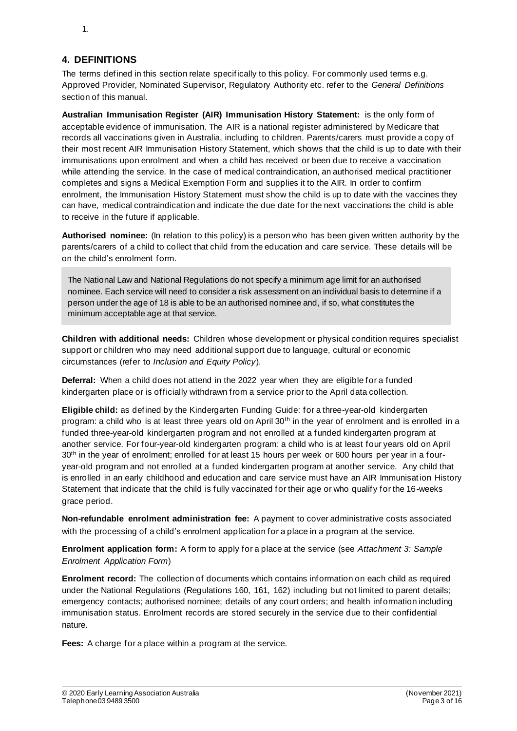1.

## 4. DEFINITIONS

The terms defined in this section relate specifically to this policy. For commonly used terms e.g. Approved Provider, Nominated Supervisor, Regulatory Authority etc. refer to the *General Definitions* section of this manual.

**Australian Immunisation Register (AIR) Immunisation History Statement:** is the only form of acceptable evidence of immunisation. The AIR is a national register administered by Medicare that records all vaccinations given in Australia, including to children. Parents/carers must provide a copy of their most recent AIR Immunisation History Statement, which shows that the child is up to date with their immunisations upon enrolment and when a child has received or been due to receive a vaccination while attending the service. In the case of medical contraindication, an authorised medical practitioner completes and signs a Medical Exemption Form and supplies it to the AIR. In order to confirm enrolment, the Immunisation History Statement must show the child is up to date with the vaccines they can have, medical contraindication and indicate the due date for the next vaccinations the child is able to receive in the future if applicable.

**Authorised nominee:** (In relation to this policy) is a person who has been given written authority by the parents/carers of a child to collect that child from the education and care service. These details will be on the child's enrolment form.

> The National Law and National Regulations do not specify a minimum age limit for an authorised nominee. Each service will need to consider a risk assessment on an individual basis to determine if a person under the age of 18 is able to be an authorised nominee and, if so, what constitutes the minimum acceptable age at that service.

**Children with additional needs:** Children whose development or physical condition requires specialist support or children who may need additional support due to language, cultural or economic circumstances (refer to *Inclusion and Equity Policy*).

**Deferral:** When a child does not attend in the 2022 year when they are eligible for a funded kindergarten place or is officially withdrawn from a service prior to the April data collection.

**Eligible child:** as defined by the Kindergarten Funding Guide: for a three-year-old kindergarten program: a child who is at least three years old on April 30th in the year of enrolment and is enrolled in a funded three-year-old kindergarten program and not enrolled at a funded kindergarten program at another service. For four-year-old kindergarten program: a child who is at least four years old on April 30th in the year of enrolment; enrolled for at least 15 hours per week or 600 hours per year in a four-year-old program and not enrolled at a funded kindergarten program at another service. Any child that is enrolled in an early childhood and education and care service must have an AIR Immunisation History Statement that indicate that the child is fully vaccinated for their age or who qualify for the 16-weeks grace period.

**Non-refundable enrolment administration fee:** A payment to cover administrative costs associated with the processing of a child's enrolment application for a place in a program at the service.

**Enrolment application form:** A form to apply for a place at the service (see *Attachment 3: Sample Enrolment Application Form*)

**Enrolment record:** The collection of documents which contains information on each child as required under the National Regulations (Regulations 160, 161, 162) including but not limited to parent details; emergency contacts; authorised nominee; details of any court orders; and health information including immunisation status. Enrolment records are stored securely in the service due to their confidential nature.

**Fees:** A charge for a place within a program at the service.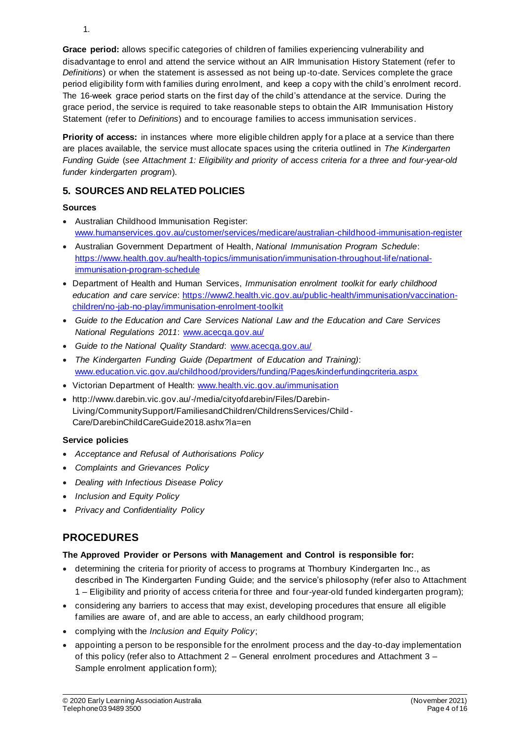1.

**Grace period:** allows specific categories of children of families experiencing vulnerability and disadvantage to enrol and attend the service without an AIR Immunisation History Statement (refer to *Definitions*) or when the statement is assessed as not being up-to-date. Services complete the grace period eligibility form with families during enrolment, and keep a copy with the child's enrolment record. The 16-week grace period starts on the first day of the child's attendance at the service. During the grace period, the service is required to take reasonable steps to obtain the AIR Immunisation History Statement (refer to *Definitions*) and to encourage families to access immunisation services.

**Priority of access:** in instances where more eligible children apply for a place at a service than there are places available, the service must allocate spaces using the criteria outlined in *The Kindergarten Funding Guide* (*see Attachment 1: Eligibility and priority of access criteria for a three and four-year-old funder kindergarten program*).

## 5. SOURCES AND RELATED POLICIES

### Sources

- Australian Childhood Immunisation Register: www.humanservices.gov.au/customer/services/medicare/australian-childhood-immunisation-register
- Australian Government Department of Health, *National Immunisation Program Schedule*: https://www.health.gov.au/health-topics/immunisation/immunisation-throughout-life/national-immunisation-program-schedule
- Department of Health and Human Services, *Immunisation enrolment toolkit for early childhood education and care service*: https://www2.health.vic.gov.au/public-health/immunisation/vaccination-children/no-jab-no-play/immunisation-enrolment-toolkit
- *Guide to the Education and Care Services National Law and the Education and Care Services National Regulations 2011*: www.acecqa.gov.au/
- *Guide to the National Quality Standard*: www.acecqa.gov.au/
- *The Kindergarten Funding Guide (Department of Education and Training)*: www.education.vic.gov.au/childhood/providers/funding/Pages/kinderfundingcriteria.aspx
- Victorian Department of Health: www.health.vic.gov.au/immunisation
- http://www.darebin.vic.gov.au/-/media/cityofdarebin/Files/Darebin-Living/CommunitySupport/FamiliesandChildren/ChildrensServices/Child-Care/DarebinChildCareGuide2018.ashx?la=en

### Service policies

- *Acceptance and Refusal of Authorisations Policy*
- *Complaints and Grievances Policy*
- *Dealing with Infectious Disease Policy*
- *Inclusion and Equity Policy*
- *Privacy and Confidentiality Policy*

# PROCEDURES

### The Approved Provider or Persons with Management and Control is responsible for:

- determining the criteria for priority of access to programs at Thornbury Kindergarten Inc., as described in The Kindergarten Funding Guide; and the service's philosophy (refer also to Attachment 1 – Eligibility and priority of access criteria for three and four-year-old funded kindergarten program);
- considering any barriers to access that may exist, developing procedures that ensure all eligible families are aware of, and are able to access, an early childhood program;
- complying with the *Inclusion and Equity Policy*;
- appointing a person to be responsible for the enrolment process and the day-to-day implementation of this policy (refer also to Attachment 2 – General enrolment procedures and Attachment 3 – Sample enrolment application form);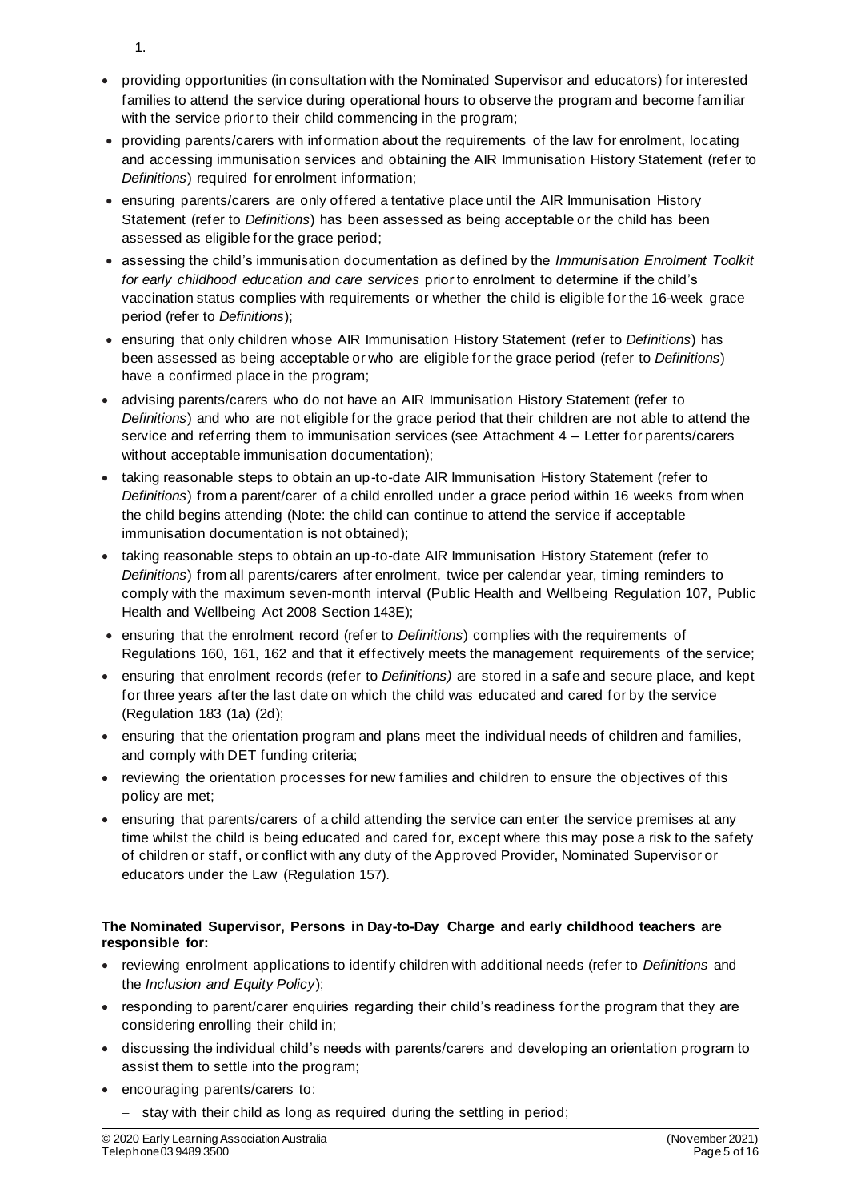1.

- providing opportunities (in consultation with the Nominated Supervisor and educators) for interested families to attend the service during operational hours to observe the program and become familiar with the service prior to their child commencing in the program;
- providing parents/carers with information about the requirements of the law for enrolment, locating and accessing immunisation services and obtaining the AIR Immunisation History Statement (refer to *Definitions*) required for enrolment information;
- ensuring parents/carers are only offered a tentative place until the AIR Immunisation History Statement (refer to *Definitions*) has been assessed as being acceptable or the child has been assessed as eligible for the grace period;
- assessing the child's immunisation documentation as defined by the *Immunisation Enrolment Toolkit for early childhood education and care services* prior to enrolment to determine if the child's vaccination status complies with requirements or whether the child is eligible for the 16-week grace period (refer to *Definitions*);
- ensuring that only children whose AIR Immunisation History Statement (refer to *Definitions*) has been assessed as being acceptable or who are eligible for the grace period (refer to *Definitions*) have a confirmed place in the program;
- advising parents/carers who do not have an AIR Immunisation History Statement (refer to *Definitions*) and who are not eligible for the grace period that their children are not able to attend the service and referring them to immunisation services (see Attachment 4 – Letter for parents/carers without acceptable immunisation documentation);
- taking reasonable steps to obtain an up-to-date AIR Immunisation History Statement (refer to *Definitions*) from a parent/carer of a child enrolled under a grace period within 16 weeks from when the child begins attending (Note: the child can continue to attend the service if acceptable immunisation documentation is not obtained);
- taking reasonable steps to obtain an up-to-date AIR Immunisation History Statement (refer to *Definitions*) from all parents/carers after enrolment, twice per calendar year, timing reminders to comply with the maximum seven-month interval (Public Health and Wellbeing Regulation 107, Public Health and Wellbeing Act 2008 Section 143E);
- ensuring that the enrolment record (refer to *Definitions*) complies with the requirements of Regulations 160, 161, 162 and that it effectively meets the management requirements of the service;
- ensuring that enrolment records (refer to *Definitions)* are stored in a safe and secure place, and kept for three years after the last date on which the child was educated and cared for by the service (Regulation 183 (1a) (2d);
- ensuring that the orientation program and plans meet the individual needs of children and families, and comply with DET funding criteria;
- reviewing the orientation processes for new families and children to ensure the objectives of this policy are met;
- ensuring that parents/carers of a child attending the service can enter the service premises at any time whilst the child is being educated and cared for, except where this may pose a risk to the safety of children or staff, or conflict with any duty of the Approved Provider, Nominated Supervisor or educators under the Law (Regulation 157).

**The Nominated Supervisor, Persons in Day-to-Day Charge and early childhood teachers are responsible for:**

- reviewing enrolment applications to identify children with additional needs (refer to *Definitions* and the *Inclusion and Equity Policy*);
- responding to parent/carer enquiries regarding their child's readiness for the program that they are considering enrolling their child in;
- discussing the individual child's needs with parents/carers and developing an orientation program to assist them to settle into the program;
- encouraging parents/carers to:
  - stay with their child as long as required during the settling in period;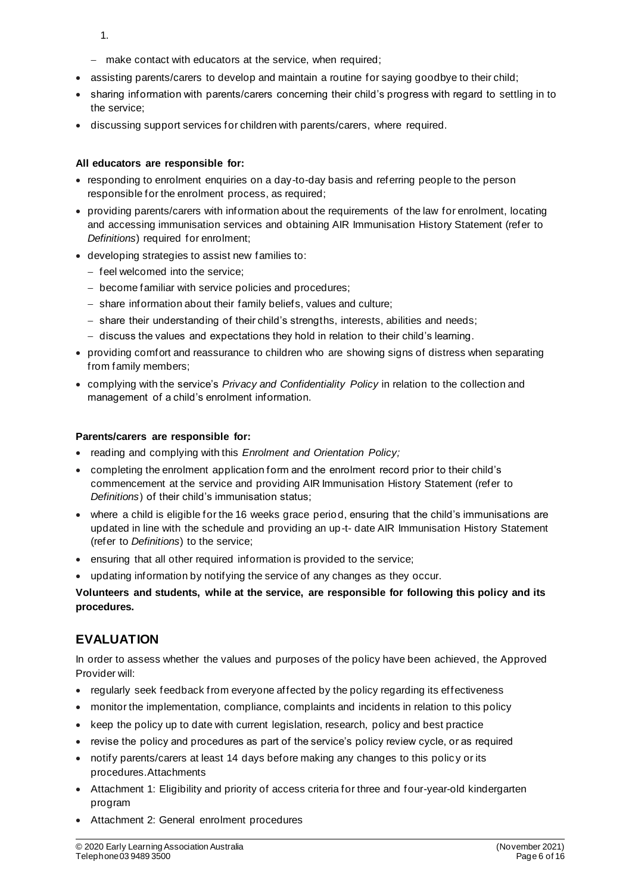1.

  - make contact with educators at the service, when required;
- assisting parents/carers to develop and maintain a routine for saying goodbye to their child;
- sharing information with parents/carers concerning their child's progress with regard to settling in to the service;
- discussing support services for children with parents/carers, where required.

**All educators are responsible for:**

- responding to enrolment enquiries on a day-to-day basis and referring people to the person responsible for the enrolment process, as required;
- providing parents/carers with information about the requirements of the law for enrolment, locating and accessing immunisation services and obtaining AIR Immunisation History Statement (refer to *Definitions*) required for enrolment;
- developing strategies to assist new families to:
  - feel welcomed into the service;
  - become familiar with service policies and procedures;
  - share information about their family beliefs, values and culture;
  - share their understanding of their child's strengths, interests, abilities and needs;
  - discuss the values and expectations they hold in relation to their child's learning.
- providing comfort and reassurance to children who are showing signs of distress when separating from family members;
- complying with the service's *Privacy and Confidentiality Policy* in relation to the collection and management of a child's enrolment information.

**Parents/carers are responsible for:**

- reading and complying with this *Enrolment and Orientation Policy;*
- completing the enrolment application form and the enrolment record prior to their child's commencement at the service and providing AIR Immunisation History Statement (refer to *Definitions*) of their child's immunisation status;
- where a child is eligible for the 16 weeks grace period, ensuring that the child's immunisations are updated in line with the schedule and providing an up-t- date AIR Immunisation History Statement (refer to *Definitions*) to the service;
- ensuring that all other required information is provided to the service;
- updating information by notifying the service of any changes as they occur.

**Volunteers and students, while at the service, are responsible for following this policy and its procedures.**

## EVALUATION

In order to assess whether the values and purposes of the policy have been achieved, the Approved Provider will:

- regularly seek feedback from everyone affected by the policy regarding its effectiveness
- monitor the implementation, compliance, complaints and incidents in relation to this policy
- keep the policy up to date with current legislation, research, policy and best practice
- revise the policy and procedures as part of the service's policy review cycle, or as required
- notify parents/carers at least 14 days before making any changes to this policy or its procedures.Attachments
- Attachment 1: Eligibility and priority of access criteria for three and four-year-old kindergarten program
- Attachment 2: General enrolment procedures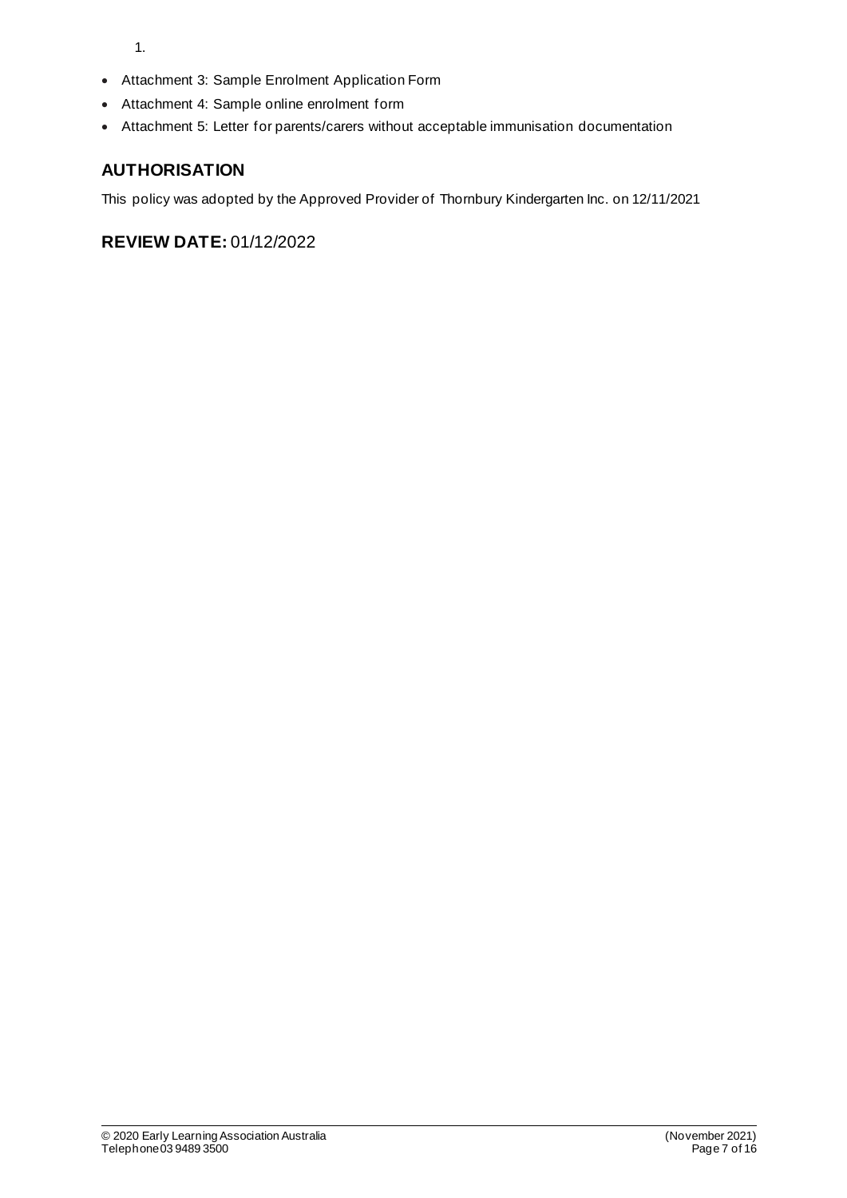1.

- Attachment 3: Sample Enrolment Application Form
- Attachment 4: Sample online enrolment form
- Attachment 5: Letter for parents/carers without acceptable immunisation documentation

## AUTHORISATION

This policy was adopted by the Approved Provider of Thornbury Kindergarten Inc. on 12/11/2021

## REVIEW DATE: 01/12/2022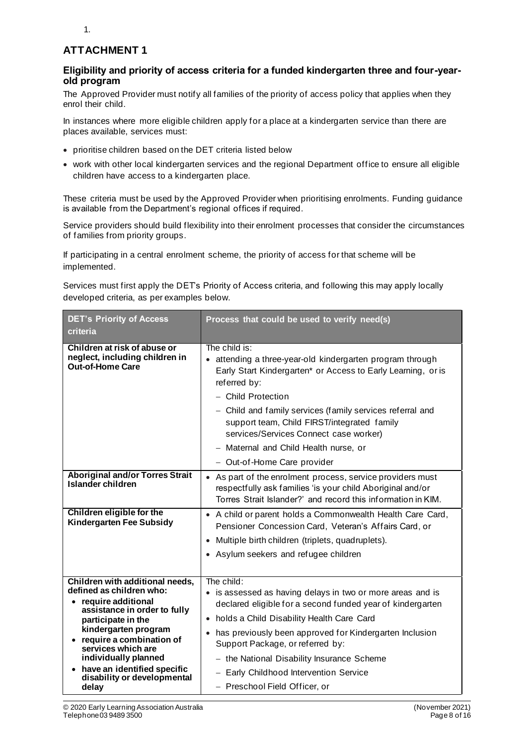1.

## ATTACHMENT 1

### Eligibility and priority of access criteria for a funded kindergarten three and four-year-old program

The Approved Provider must notify all families of the priority of access policy that applies when they enrol their child.

In instances where more eligible children apply for a place at a kindergarten service than there are places available, services must:

- prioritise children based on the DET criteria listed below
- work with other local kindergarten services and the regional Department office to ensure all eligible children have access to a kindergarten place.

These criteria must be used by the Approved Provider when prioritising enrolments. Funding guidance is available from the Department's regional offices if required.

Service providers should build flexibility into their enrolment processes that consider the circumstances of families from priority groups.

If participating in a central enrolment scheme, the priority of access for that scheme will be implemented.

Services must first apply the DET's Priority of Access criteria, and following this may apply locally developed criteria, as per examples below.

| DET's Priority of Access criteria | Process that could be used to verify need(s) |
|---|---|
| **Children at risk of abuse or neglect, including children in Out-of-Home Care** | The child is:<br>• attending a three-year-old kindergarten program through Early Start Kindergarten* or Access to Early Learning, or is referred by:<br>– Child Protection<br>– Child and family services (family services referral and support team, Child FIRST/integrated family services/Services Connect case worker)<br>– Maternal and Child Health nurse, or<br>– Out-of-Home Care provider |
| **Aboriginal and/or Torres Strait Islander children** | • As part of the enrolment process, service providers must respectfully ask families 'is your child Aboriginal and/or Torres Strait Islander?' and record this information in KIM. |
| **Children eligible for the Kindergarten Fee Subsidy** | • A child or parent holds a Commonwealth Health Care Card, Pensioner Concession Card, Veteran's Affairs Card, or<br>• Multiple birth children (triplets, quadruplets).<br>• Asylum seekers and refugee children |
| **Children with additional needs, defined as children who:**<br>• **require additional assistance in order to fully participate in the kindergarten program**<br>• **require a combination of services which are individually planned**<br>• **have an identified specific disability or developmental delay** | The child:<br>• is assessed as having delays in two or more areas and is declared eligible for a second funded year of kindergarten<br>• holds a Child Disability Health Care Card<br>• has previously been approved for Kindergarten Inclusion Support Package, or referred by:<br>– the National Disability Insurance Scheme<br>– Early Childhood Intervention Service<br>– Preschool Field Officer, or |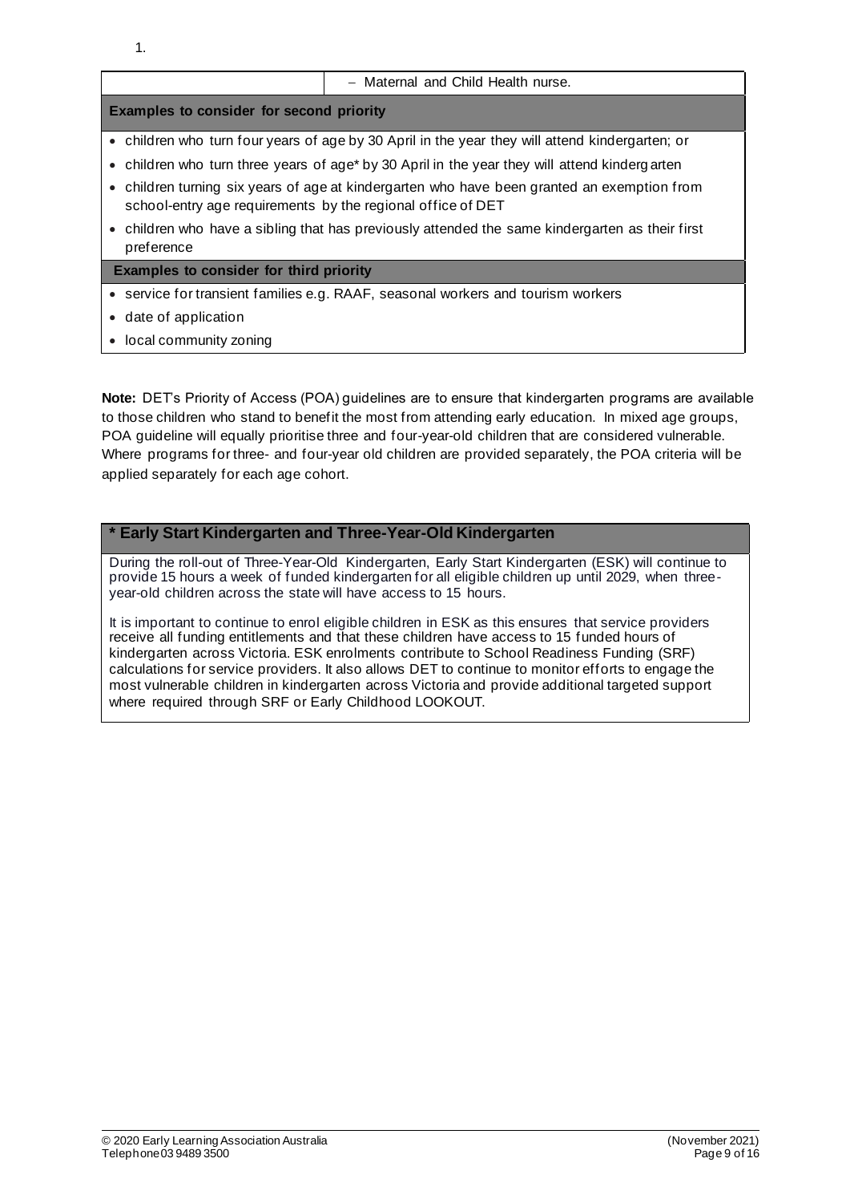1.

| | – Maternal and Child Health nurse. |
|---|---|
| **Examples to consider for second priority** | |
| • children who turn four years of age by 30 April in the year they will attend kindergarten; or<br>• children who turn three years of age* by 30 April in the year they will attend kindergarten<br>• children turning six years of age at kindergarten who have been granted an exemption from school-entry age requirements by the regional office of DET<br>• children who have a sibling that has previously attended the same kindergarten as their first preference | |
| **Examples to consider for third priority** | |
| • service for transient families e.g. RAAF, seasonal workers and tourism workers<br>• date of application<br>• local community zoning | |

**Note:** DET's Priority of Access (POA) guidelines are to ensure that kindergarten programs are available to those children who stand to benefit the most from attending early education. In mixed age groups, POA guideline will equally prioritise three and four-year-old children that are considered vulnerable. Where programs for three- and four-year old children are provided separately, the POA criteria will be applied separately for each age cohort.

**\* Early Start Kindergarten and Three-Year-Old Kindergarten**

During the roll-out of Three-Year-Old Kindergarten, Early Start Kindergarten (ESK) will continue to provide 15 hours a week of funded kindergarten for all eligible children up until 2029, when three-year-old children across the state will have access to 15 hours.

It is important to continue to enrol eligible children in ESK as this ensures that service providers receive all funding entitlements and that these children have access to 15 funded hours of kindergarten across Victoria. ESK enrolments contribute to School Readiness Funding (SRF) calculations for service providers. It also allows DET to continue to monitor efforts to engage the most vulnerable children in kindergarten across Victoria and provide additional targeted support where required through SRF or Early Childhood LOOKOUT.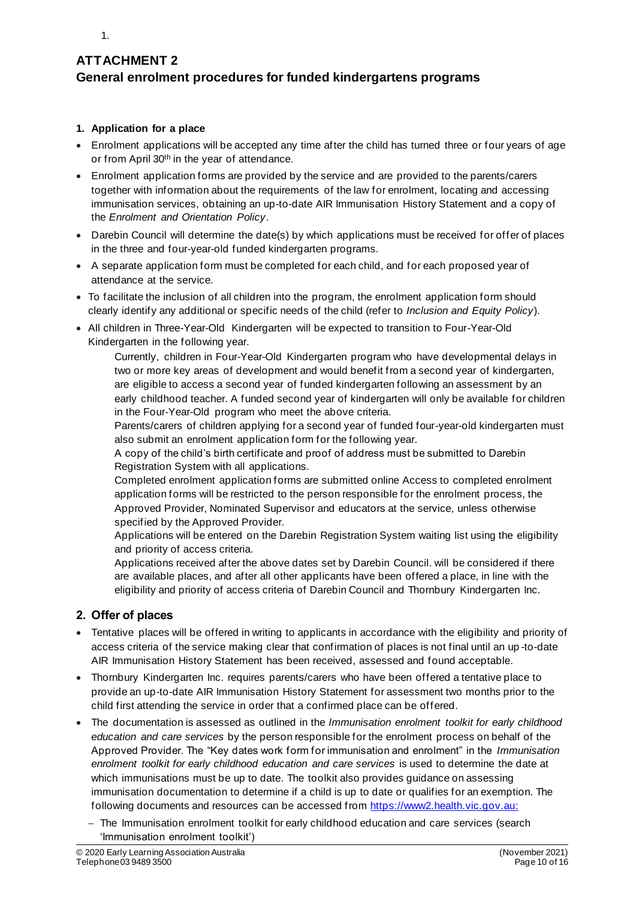1.

# ATTACHMENT 2
## General enrolment procedures for funded kindergartens programs

**1. Application for a place**

- Enrolment applications will be accepted any time after the child has turned three or four years of age or from April 30th in the year of attendance.
- Enrolment application forms are provided by the service and are provided to the parents/carers together with information about the requirements of the law for enrolment, locating and accessing immunisation services, obtaining an up-to-date AIR Immunisation History Statement and a copy of the *Enrolment and Orientation Policy*.
- Darebin Council will determine the date(s) by which applications must be received for offer of places in the three and four-year-old funded kindergarten programs.
- A separate application form must be completed for each child, and for each proposed year of attendance at the service.
- To facilitate the inclusion of all children into the program, the enrolment application form should clearly identify any additional or specific needs of the child (refer to *Inclusion and Equity Policy*).
- All children in Three-Year-Old Kindergarten will be expected to transition to Four-Year-Old Kindergarten in the following year.

  Currently, children in Four-Year-Old Kindergarten program who have developmental delays in two or more key areas of development and would benefit from a second year of kindergarten, are eligible to access a second year of funded kindergarten following an assessment by an early childhood teacher. A funded second year of kindergarten will only be available for children in the Four-Year-Old program who meet the above criteria.

  Parents/carers of children applying for a second year of funded four-year-old kindergarten must also submit an enrolment application form for the following year.

  A copy of the child's birth certificate and proof of address must be submitted to Darebin Registration System with all applications.

  Completed enrolment application forms are submitted online Access to completed enrolment application forms will be restricted to the person responsible for the enrolment process, the Approved Provider, Nominated Supervisor and educators at the service, unless otherwise specified by the Approved Provider.

  Applications will be entered on the Darebin Registration System waiting list using the eligibility and priority of access criteria.

  Applications received after the above dates set by Darebin Council. will be considered if there are available places, and after all other applicants have been offered a place, in line with the eligibility and priority of access criteria of Darebin Council and Thornbury Kindergarten Inc.

## 2. Offer of places

- Tentative places will be offered in writing to applicants in accordance with the eligibility and priority of access criteria of the service making clear that confirmation of places is not final until an up-to-date AIR Immunisation History Statement has been received, assessed and found acceptable.
- Thornbury Kindergarten Inc. requires parents/carers who have been offered a tentative place to provide an up-to-date AIR Immunisation History Statement for assessment two months prior to the child first attending the service in order that a confirmed place can be offered.
- The documentation is assessed as outlined in the *Immunisation enrolment toolkit for early childhood education and care services* by the person responsible for the enrolment process on behalf of the Approved Provider. The "Key dates work form for immunisation and enrolment" in the *Immunisation enrolment toolkit for early childhood education and care services* is used to determine the date at which immunisations must be up to date. The toolkit also provides guidance on assessing immunisation documentation to determine if a child is up to date or qualifies for an exemption. The following documents and resources can be accessed from https://www2.health.vic.gov.au:
  - The Immunisation enrolment toolkit for early childhood education and care services (search 'Immunisation enrolment toolkit')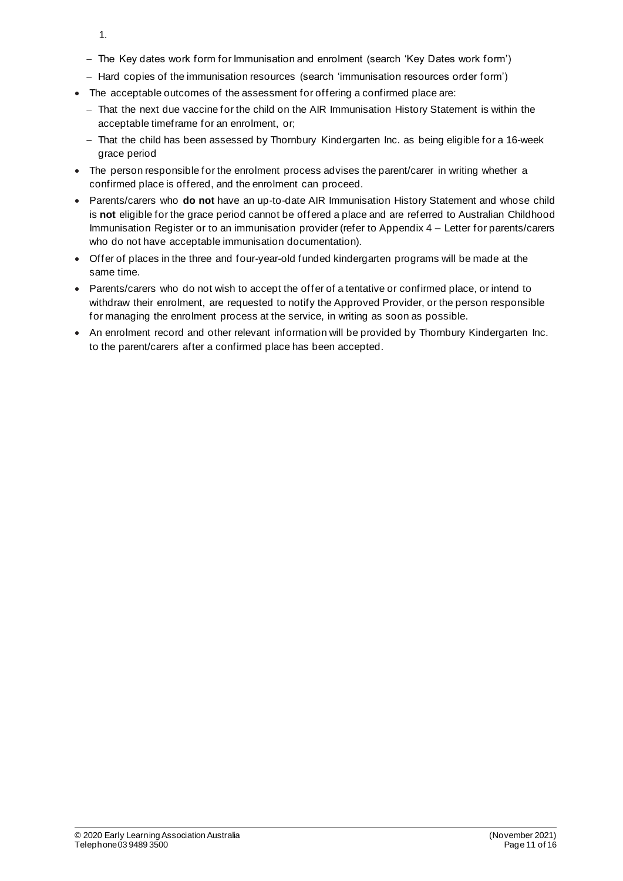1.

  - The Key dates work form for Immunisation and enrolment (search 'Key Dates work form')
  - Hard copies of the immunisation resources (search 'immunisation resources order form')
- The acceptable outcomes of the assessment for offering a confirmed place are:
  - That the next due vaccine for the child on the AIR Immunisation History Statement is within the acceptable timeframe for an enrolment, or;
  - That the child has been assessed by Thornbury Kindergarten Inc. as being eligible for a 16-week grace period
- The person responsible for the enrolment process advises the parent/carer in writing whether a confirmed place is offered, and the enrolment can proceed.
- Parents/carers who **do not** have an up-to-date AIR Immunisation History Statement and whose child is **not** eligible for the grace period cannot be offered a place and are referred to Australian Childhood Immunisation Register or to an immunisation provider (refer to Appendix 4 – Letter for parents/carers who do not have acceptable immunisation documentation).
- Offer of places in the three and four-year-old funded kindergarten programs will be made at the same time.
- Parents/carers who do not wish to accept the offer of a tentative or confirmed place, or intend to withdraw their enrolment, are requested to notify the Approved Provider, or the person responsible for managing the enrolment process at the service, in writing as soon as possible.
- An enrolment record and other relevant information will be provided by Thornbury Kindergarten Inc. to the parent/carers after a confirmed place has been accepted.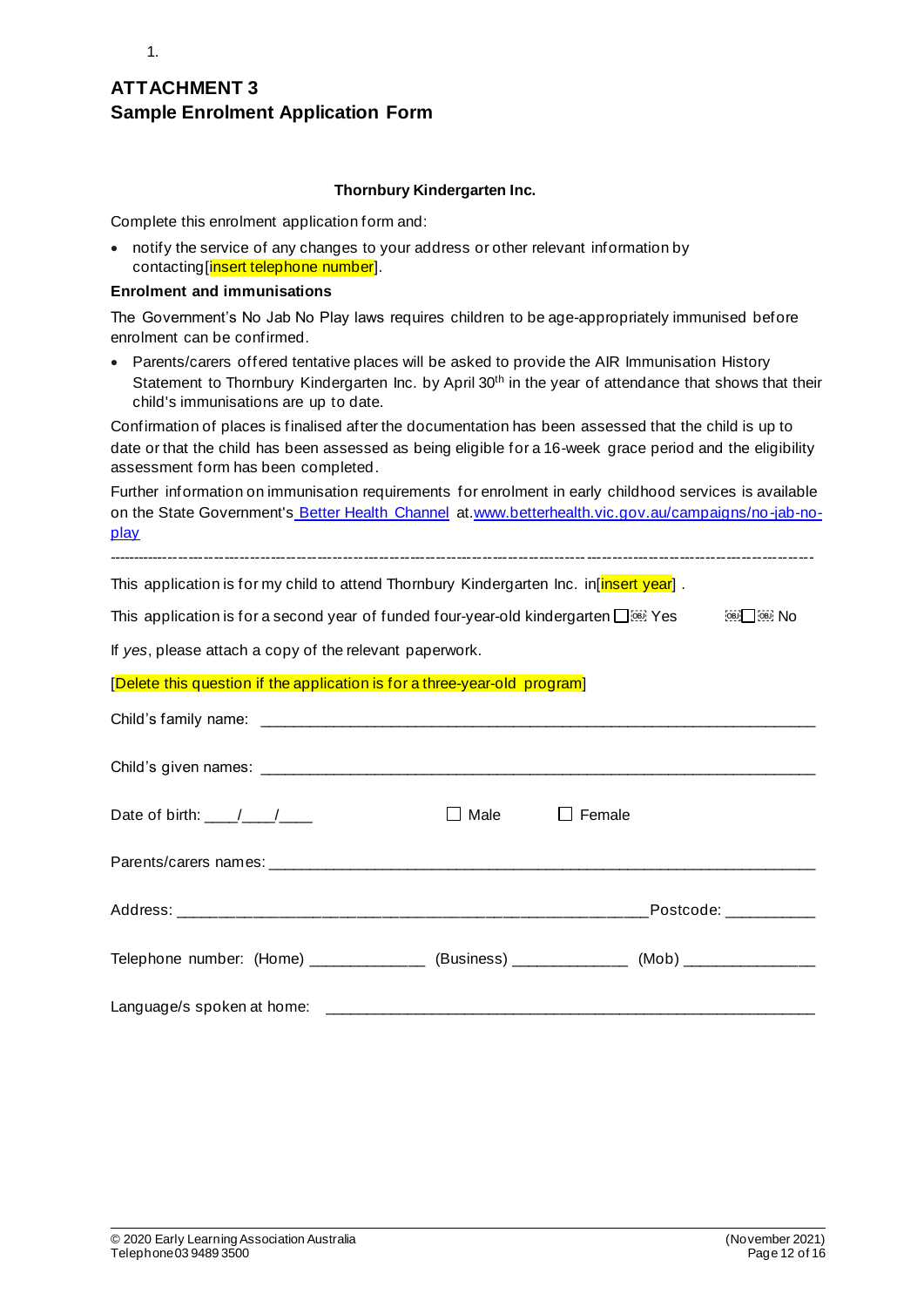1.

## ATTACHMENT 3
## Sample Enrolment Application Form

**Thornbury Kindergarten Inc.**

Complete this enrolment application form and:

- notify the service of any changes to your address or other relevant information by contacting[insert telephone number].

**Enrolment and immunisations**

The Government's No Jab No Play laws requires children to be age-appropriately immunised before enrolment can be confirmed.

- Parents/carers offered tentative places will be asked to provide the AIR Immunisation History Statement to Thornbury Kindergarten Inc. by April 30th in the year of attendance that shows that their child's immunisations are up to date.

Confirmation of places is finalised after the documentation has been assessed that the child is up to date or that the child has been assessed as being eligible for a 16-week grace period and the eligibility assessment form has been completed.

Further information on immunisation requirements for enrolment in early childhood services is available on the State Government's Better Health Channel at.www.betterhealth.vic.gov.au/campaigns/no-jab-no-play

---

This application is for my child to attend Thornbury Kindergarten Inc. in[insert year] .

This application is for a second year of funded four-year-old kindergarten ☐ Yes ☐ No

If *yes*, please attach a copy of the relevant paperwork.

[Delete this question if the application is for a three-year-old program]

Child's family name: ______________________________________________

Child's given names: ______________________________________________

Date of birth: ____/____/____ ☐ Male ☐ Female

Parents/carers names: ______________________________________________

Address: ____________________________________ Postcode: __________

Telephone number: (Home) _____________ (Business) _____________ (Mob) _______________

Language/s spoken at home: ______________________________________________

© 2020 Early Learning Association Australia (November 2021)
Telephone 03 9489 3500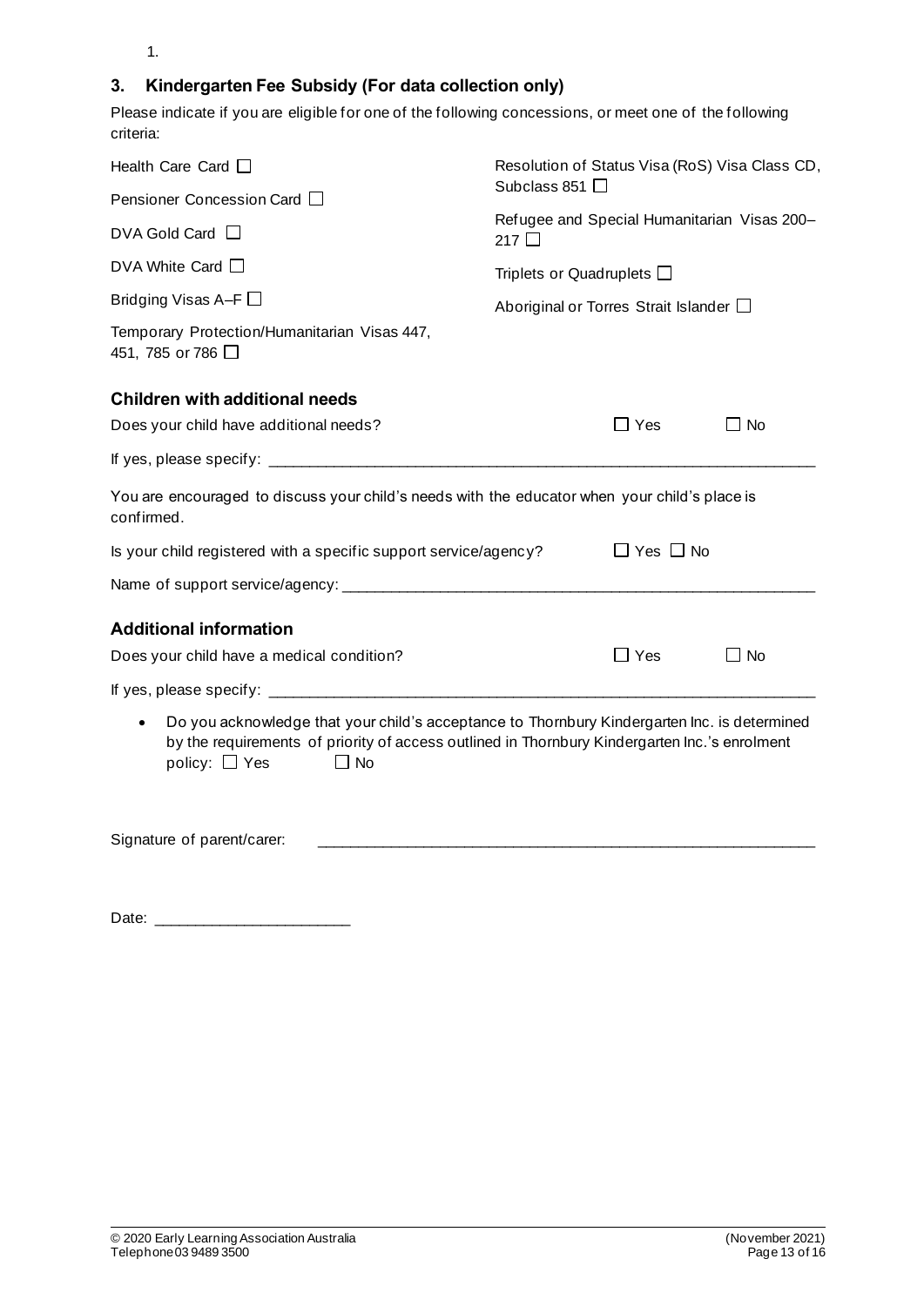1.

## 3. Kindergarten Fee Subsidy (For data collection only)

Please indicate if you are eligible for one of the following concessions, or meet one of the following criteria:

Health Care Card ☐

Pensioner Concession Card ☐

DVA Gold Card ☐

DVA White Card ☐

Bridging Visas A–F ☐

Temporary Protection/Humanitarian Visas 447, 451, 785 or 786 ☐

Resolution of Status Visa (RoS) Visa Class CD, Subclass 851 ☐

Refugee and Special Humanitarian Visas 200–217 ☐

Triplets or Quadruplets ☐

Aboriginal or Torres Strait Islander ☐

### Children with additional needs

Does your child have additional needs? ☐ Yes ☐ No

If yes, please specify: ___________________________________________________________________

You are encouraged to discuss your child's needs with the educator when your child's place is confirmed.

Is your child registered with a specific support service/agency? ☐ Yes ☐ No

Name of support service/agency: _________________________________________________________

### Additional information

Does your child have a medical condition? ☐ Yes ☐ No

If yes, please specify: ___________________________________________________________________

- Do you acknowledge that your child's acceptance to Thornbury Kindergarten Inc. is determined by the requirements of priority of access outlined in Thornbury Kindergarten Inc.'s enrolment policy: ☐ Yes ☐ No

Signature of parent/carer: _______________________________________________________________

Date: _______________________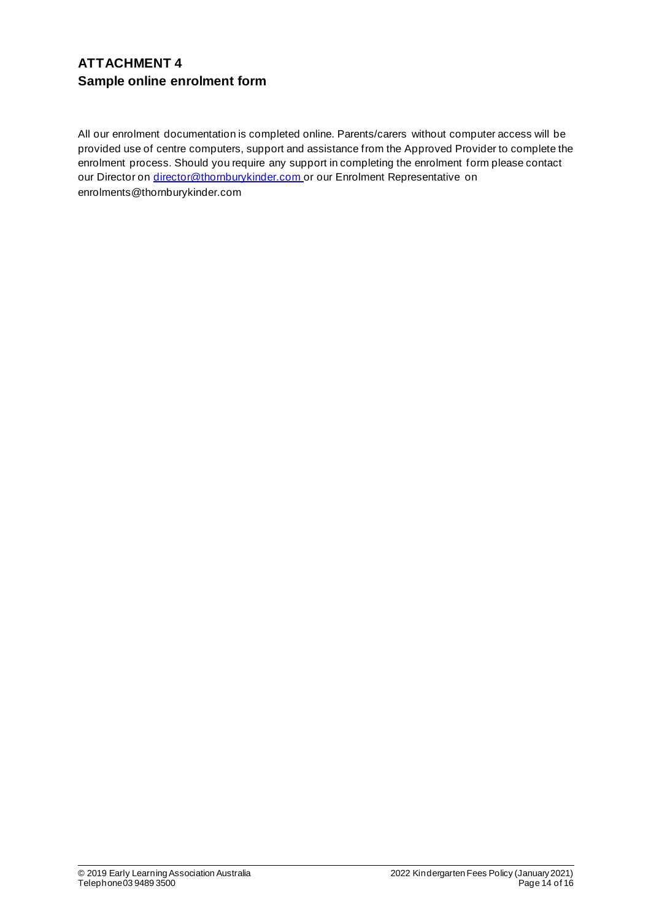## ATTACHMENT 4
## Sample online enrolment form

All our enrolment documentation is completed online. Parents/carers without computer access will be provided use of centre computers, support and assistance from the Approved Provider to complete the enrolment process. Should you require any support in completing the enrolment form please contact our Director on director@thornburykinder.com or our Enrolment Representative on enrolments@thornburykinder.com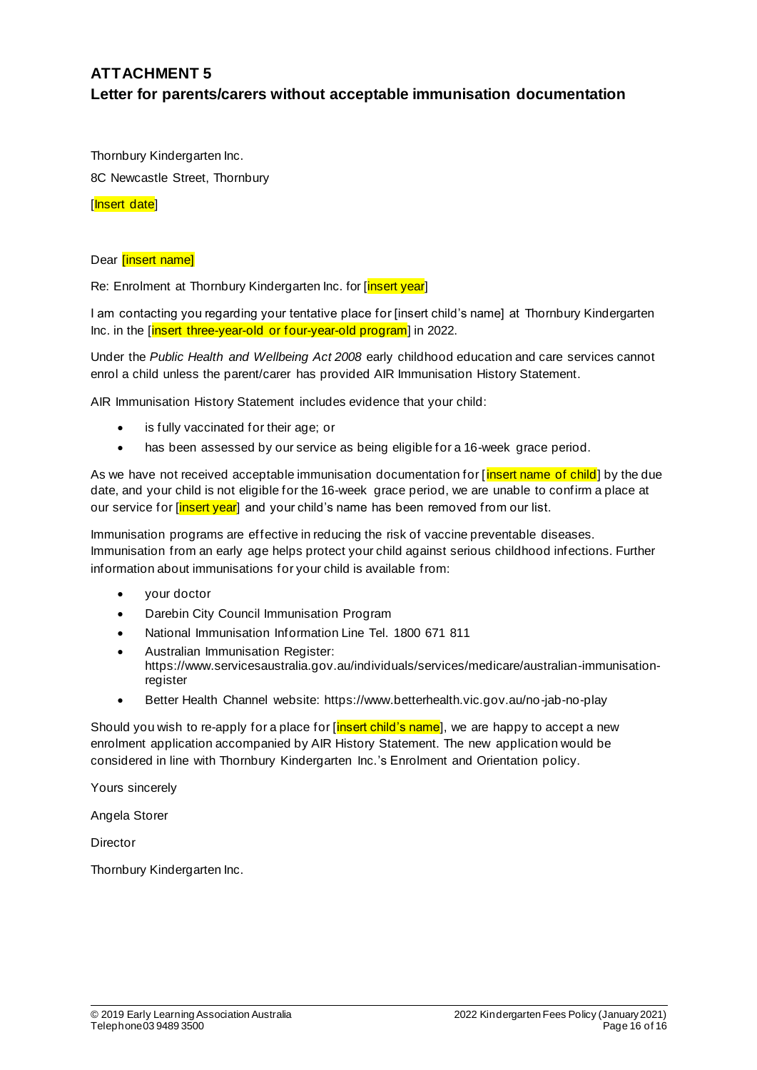## ATTACHMENT 5

### Letter for parents/carers without acceptable immunisation documentation

Thornbury Kindergarten Inc.

8C Newcastle Street, Thornbury

[Insert date]

Dear [insert name]

Re: Enrolment at Thornbury Kindergarten Inc. for [insert year]

I am contacting you regarding your tentative place for [insert child's name] at Thornbury Kindergarten Inc. in the [insert three-year-old or four-year-old program] in 2022.

Under the *Public Health and Wellbeing Act 2008* early childhood education and care services cannot enrol a child unless the parent/carer has provided AIR Immunisation History Statement.

AIR Immunisation History Statement includes evidence that your child:

- is fully vaccinated for their age; or
- has been assessed by our service as being eligible for a 16-week grace period.

As we have not received acceptable immunisation documentation for [insert name of child] by the due date, and your child is not eligible for the 16-week grace period, we are unable to confirm a place at our service for [insert year] and your child's name has been removed from our list.

Immunisation programs are effective in reducing the risk of vaccine preventable diseases. Immunisation from an early age helps protect your child against serious childhood infections. Further information about immunisations for your child is available from:

- your doctor
- Darebin City Council Immunisation Program
- National Immunisation Information Line Tel. 1800 671 811
- Australian Immunisation Register: https://www.servicesaustralia.gov.au/individuals/services/medicare/australian-immunisation-register
- Better Health Channel website: https://www.betterhealth.vic.gov.au/no-jab-no-play

Should you wish to re-apply for a place for [insert child's name], we are happy to accept a new enrolment application accompanied by AIR History Statement. The new application would be considered in line with Thornbury Kindergarten Inc.'s Enrolment and Orientation policy.

Yours sincerely

Angela Storer

Director

Thornbury Kindergarten Inc.